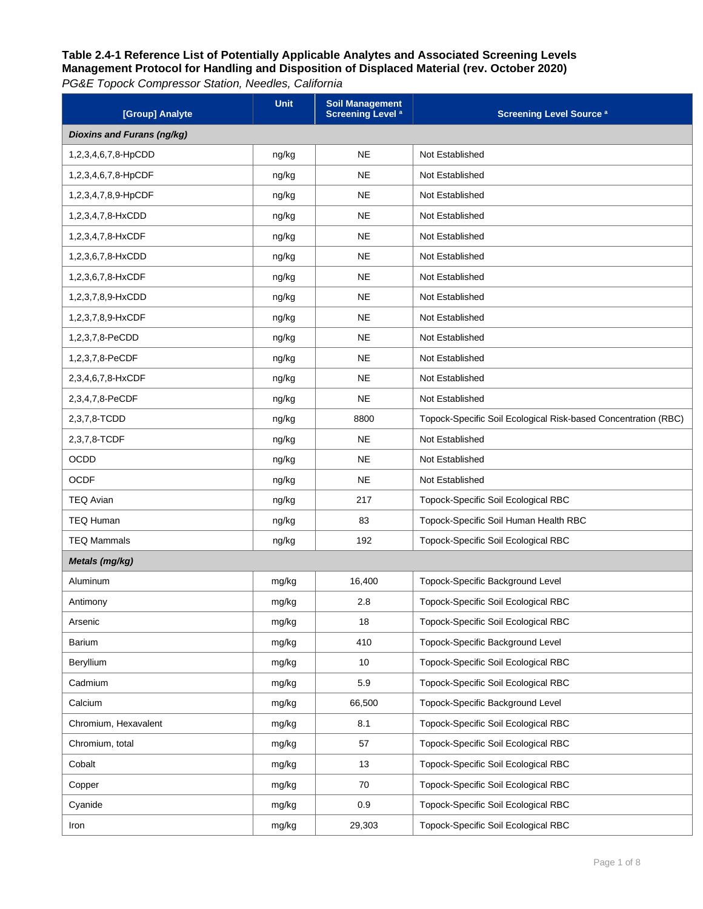**Table 2.4-1 Reference List of Potentially Applicable Analytes and Associated Screening Levels**
**Management Protocol for Handling and Disposition of Displaced Material (rev. October 2020)**
*PG&E Topock Compressor Station, Needles, California*

| [Group] Analyte | Unit | Soil Management Screening Level [a] | Screening Level Source [a] |
|---|---|---|---|
| ***Dioxins and Furans (ng/kg)*** | | | |
| 1,2,3,4,6,7,8-HpCDD | ng/kg | NE | Not Established |
| 1,2,3,4,6,7,8-HpCDF | ng/kg | NE | Not Established |
| 1,2,3,4,7,8,9-HpCDF | ng/kg | NE | Not Established |
| 1,2,3,4,7,8-HxCDD | ng/kg | NE | Not Established |
| 1,2,3,4,7,8-HxCDF | ng/kg | NE | Not Established |
| 1,2,3,6,7,8-HxCDD | ng/kg | NE | Not Established |
| 1,2,3,6,7,8-HxCDF | ng/kg | NE | Not Established |
| 1,2,3,7,8,9-HxCDD | ng/kg | NE | Not Established |
| 1,2,3,7,8,9-HxCDF | ng/kg | NE | Not Established |
| 1,2,3,7,8-PeCDD | ng/kg | NE | Not Established |
| 1,2,3,7,8-PeCDF | ng/kg | NE | Not Established |
| 2,3,4,6,7,8-HxCDF | ng/kg | NE | Not Established |
| 2,3,4,7,8-PeCDF | ng/kg | NE | Not Established |
| 2,3,7,8-TCDD | ng/kg | 8800 | Topock-Specific Soil Ecological Risk-based Concentration (RBC) |
| 2,3,7,8-TCDF | ng/kg | NE | Not Established |
| OCDD | ng/kg | NE | Not Established |
| OCDF | ng/kg | NE | Not Established |
| TEQ Avian | ng/kg | 217 | Topock-Specific Soil Ecological RBC |
| TEQ Human | ng/kg | 83 | Topock-Specific Soil Human Health RBC |
| TEQ Mammals | ng/kg | 192 | Topock-Specific Soil Ecological RBC |
| ***Metals (mg/kg)*** | | | |
| Aluminum | mg/kg | 16,400 | Topock-Specific Background Level |
| Antimony | mg/kg | 2.8 | Topock-Specific Soil Ecological RBC |
| Arsenic | mg/kg | 18 | Topock-Specific Soil Ecological RBC |
| Barium | mg/kg | 410 | Topock-Specific Background Level |
| Beryllium | mg/kg | 10 | Topock-Specific Soil Ecological RBC |
| Cadmium | mg/kg | 5.9 | Topock-Specific Soil Ecological RBC |
| Calcium | mg/kg | 66,500 | Topock-Specific Background Level |
| Chromium, Hexavalent | mg/kg | 8.1 | Topock-Specific Soil Ecological RBC |
| Chromium, total | mg/kg | 57 | Topock-Specific Soil Ecological RBC |
| Cobalt | mg/kg | 13 | Topock-Specific Soil Ecological RBC |
| Copper | mg/kg | 70 | Topock-Specific Soil Ecological RBC |
| Cyanide | mg/kg | 0.9 | Topock-Specific Soil Ecological RBC |
| Iron | mg/kg | 29,303 | Topock-Specific Soil Ecological RBC |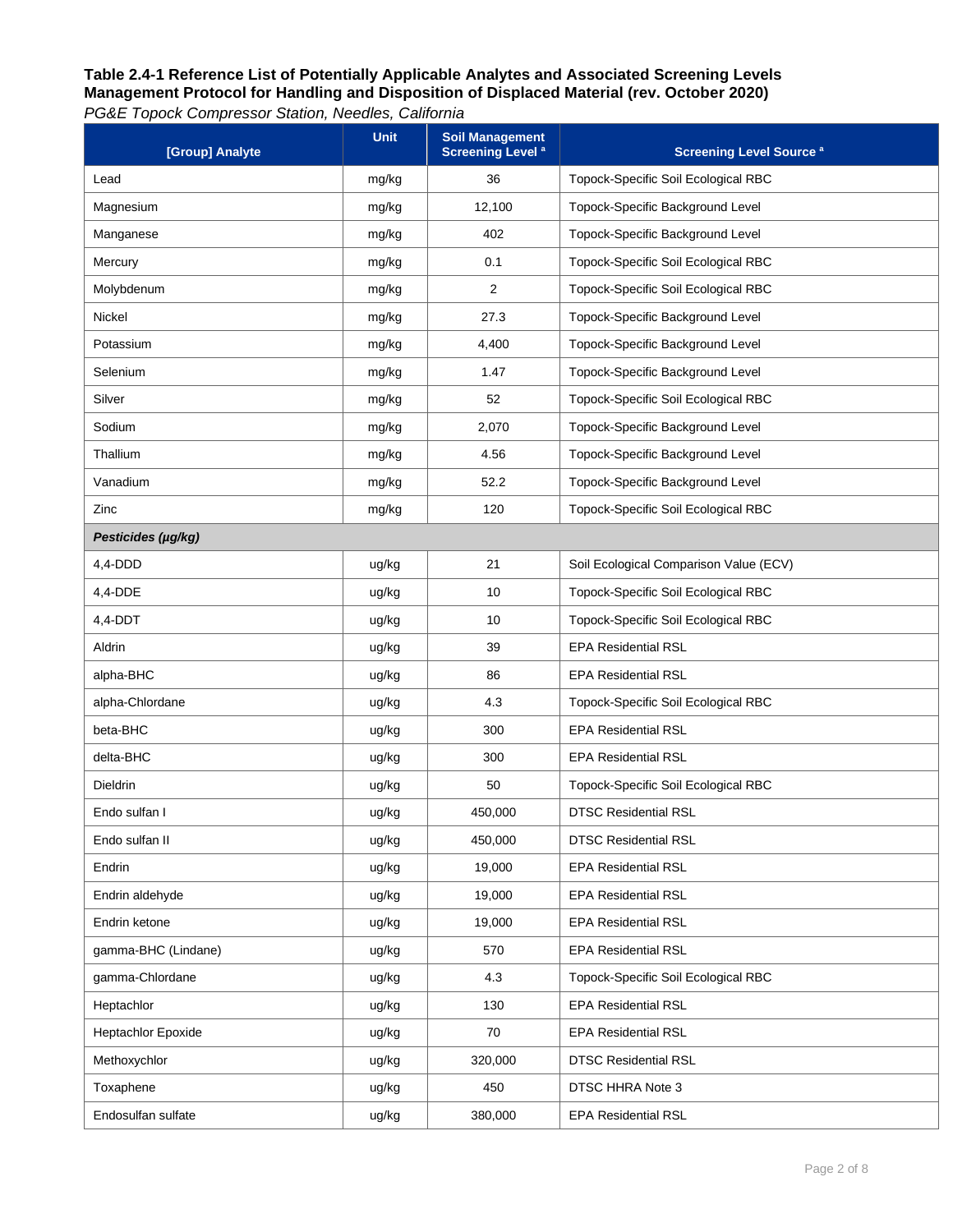**Table 2.4-1 Reference List of Potentially Applicable Analytes and Associated Screening Levels**
**Management Protocol for Handling and Disposition of Displaced Material (rev. October 2020)**
*PG&E Topock Compressor Station, Needles, California*

| [Group] Analyte | Unit | Soil Management Screening Level [a] | Screening Level Source [a] |
|---|---|---|---|
| Lead | mg/kg | 36 | Topock-Specific Soil Ecological RBC |
| Magnesium | mg/kg | 12,100 | Topock-Specific Background Level |
| Manganese | mg/kg | 402 | Topock-Specific Background Level |
| Mercury | mg/kg | 0.1 | Topock-Specific Soil Ecological RBC |
| Molybdenum | mg/kg | 2 | Topock-Specific Soil Ecological RBC |
| Nickel | mg/kg | 27.3 | Topock-Specific Background Level |
| Potassium | mg/kg | 4,400 | Topock-Specific Background Level |
| Selenium | mg/kg | 1.47 | Topock-Specific Background Level |
| Silver | mg/kg | 52 | Topock-Specific Soil Ecological RBC |
| Sodium | mg/kg | 2,070 | Topock-Specific Background Level |
| Thallium | mg/kg | 4.56 | Topock-Specific Background Level |
| Vanadium | mg/kg | 52.2 | Topock-Specific Background Level |
| Zinc | mg/kg | 120 | Topock-Specific Soil Ecological RBC |
| ***Pesticides (µg/kg)*** | | | |
| 4,4-DDD | ug/kg | 21 | Soil Ecological Comparison Value (ECV) |
| 4,4-DDE | ug/kg | 10 | Topock-Specific Soil Ecological RBC |
| 4,4-DDT | ug/kg | 10 | Topock-Specific Soil Ecological RBC |
| Aldrin | ug/kg | 39 | EPA Residential RSL |
| alpha-BHC | ug/kg | 86 | EPA Residential RSL |
| alpha-Chlordane | ug/kg | 4.3 | Topock-Specific Soil Ecological RBC |
| beta-BHC | ug/kg | 300 | EPA Residential RSL |
| delta-BHC | ug/kg | 300 | EPA Residential RSL |
| Dieldrin | ug/kg | 50 | Topock-Specific Soil Ecological RBC |
| Endo sulfan I | ug/kg | 450,000 | DTSC Residential RSL |
| Endo sulfan II | ug/kg | 450,000 | DTSC Residential RSL |
| Endrin | ug/kg | 19,000 | EPA Residential RSL |
| Endrin aldehyde | ug/kg | 19,000 | EPA Residential RSL |
| Endrin ketone | ug/kg | 19,000 | EPA Residential RSL |
| gamma-BHC (Lindane) | ug/kg | 570 | EPA Residential RSL |
| gamma-Chlordane | ug/kg | 4.3 | Topock-Specific Soil Ecological RBC |
| Heptachlor | ug/kg | 130 | EPA Residential RSL |
| Heptachlor Epoxide | ug/kg | 70 | EPA Residential RSL |
| Methoxychlor | ug/kg | 320,000 | DTSC Residential RSL |
| Toxaphene | ug/kg | 450 | DTSC HHRA Note 3 |
| Endosulfan sulfate | ug/kg | 380,000 | EPA Residential RSL |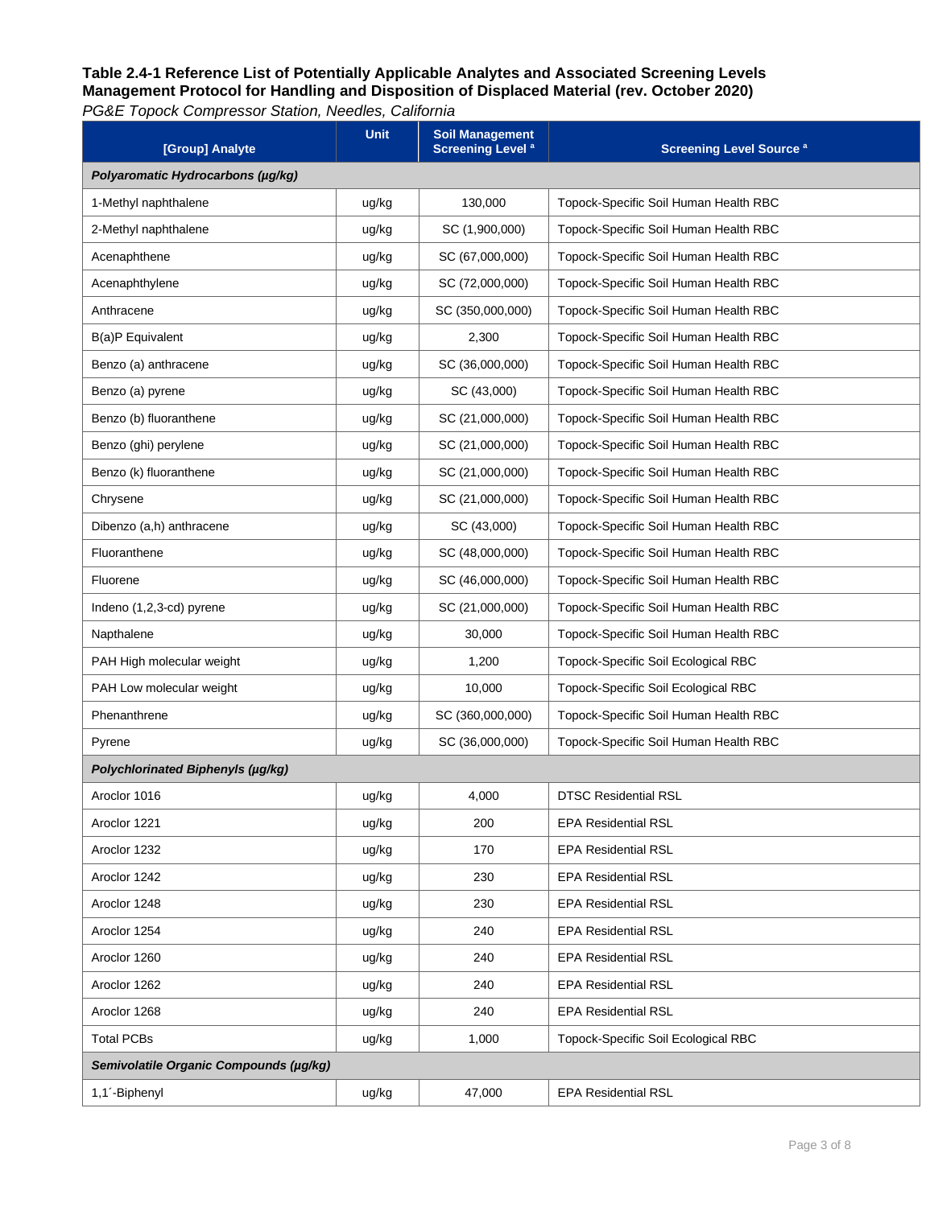**Table 2.4-1 Reference List of Potentially Applicable Analytes and Associated Screening Levels Management Protocol for Handling and Disposition of Displaced Material (rev. October 2020)**

*PG&E Topock Compressor Station, Needles, California*

| [Group] Analyte | Unit | Soil Management Screening Level [a] | Screening Level Source [a] |
|---|---|---|---|
| ***Polyaromatic Hydrocarbons (µg/kg)*** | | | |
| 1-Methyl naphthalene | ug/kg | 130,000 | Topock-Specific Soil Human Health RBC |
| 2-Methyl naphthalene | ug/kg | SC (1,900,000) | Topock-Specific Soil Human Health RBC |
| Acenaphthene | ug/kg | SC (67,000,000) | Topock-Specific Soil Human Health RBC |
| Acenaphthylene | ug/kg | SC (72,000,000) | Topock-Specific Soil Human Health RBC |
| Anthracene | ug/kg | SC (350,000,000) | Topock-Specific Soil Human Health RBC |
| B(a)P Equivalent | ug/kg | 2,300 | Topock-Specific Soil Human Health RBC |
| Benzo (a) anthracene | ug/kg | SC (36,000,000) | Topock-Specific Soil Human Health RBC |
| Benzo (a) pyrene | ug/kg | SC (43,000) | Topock-Specific Soil Human Health RBC |
| Benzo (b) fluoranthene | ug/kg | SC (21,000,000) | Topock-Specific Soil Human Health RBC |
| Benzo (ghi) perylene | ug/kg | SC (21,000,000) | Topock-Specific Soil Human Health RBC |
| Benzo (k) fluoranthene | ug/kg | SC (21,000,000) | Topock-Specific Soil Human Health RBC |
| Chrysene | ug/kg | SC (21,000,000) | Topock-Specific Soil Human Health RBC |
| Dibenzo (a,h) anthracene | ug/kg | SC (43,000) | Topock-Specific Soil Human Health RBC |
| Fluoranthene | ug/kg | SC (48,000,000) | Topock-Specific Soil Human Health RBC |
| Fluorene | ug/kg | SC (46,000,000) | Topock-Specific Soil Human Health RBC |
| Indeno (1,2,3-cd) pyrene | ug/kg | SC (21,000,000) | Topock-Specific Soil Human Health RBC |
| Napthalene | ug/kg | 30,000 | Topock-Specific Soil Human Health RBC |
| PAH High molecular weight | ug/kg | 1,200 | Topock-Specific Soil Ecological RBC |
| PAH Low molecular weight | ug/kg | 10,000 | Topock-Specific Soil Ecological RBC |
| Phenanthrene | ug/kg | SC (360,000,000) | Topock-Specific Soil Human Health RBC |
| Pyrene | ug/kg | SC (36,000,000) | Topock-Specific Soil Human Health RBC |
| ***Polychlorinated Biphenyls (µg/kg)*** | | | |
| Aroclor 1016 | ug/kg | 4,000 | DTSC Residential RSL |
| Aroclor 1221 | ug/kg | 200 | EPA Residential RSL |
| Aroclor 1232 | ug/kg | 170 | EPA Residential RSL |
| Aroclor 1242 | ug/kg | 230 | EPA Residential RSL |
| Aroclor 1248 | ug/kg | 230 | EPA Residential RSL |
| Aroclor 1254 | ug/kg | 240 | EPA Residential RSL |
| Aroclor 1260 | ug/kg | 240 | EPA Residential RSL |
| Aroclor 1262 | ug/kg | 240 | EPA Residential RSL |
| Aroclor 1268 | ug/kg | 240 | EPA Residential RSL |
| Total PCBs | ug/kg | 1,000 | Topock-Specific Soil Ecological RBC |
| ***Semivolatile Organic Compounds (µg/kg)*** | | | |
| 1,1´-Biphenyl | ug/kg | 47,000 | EPA Residential RSL |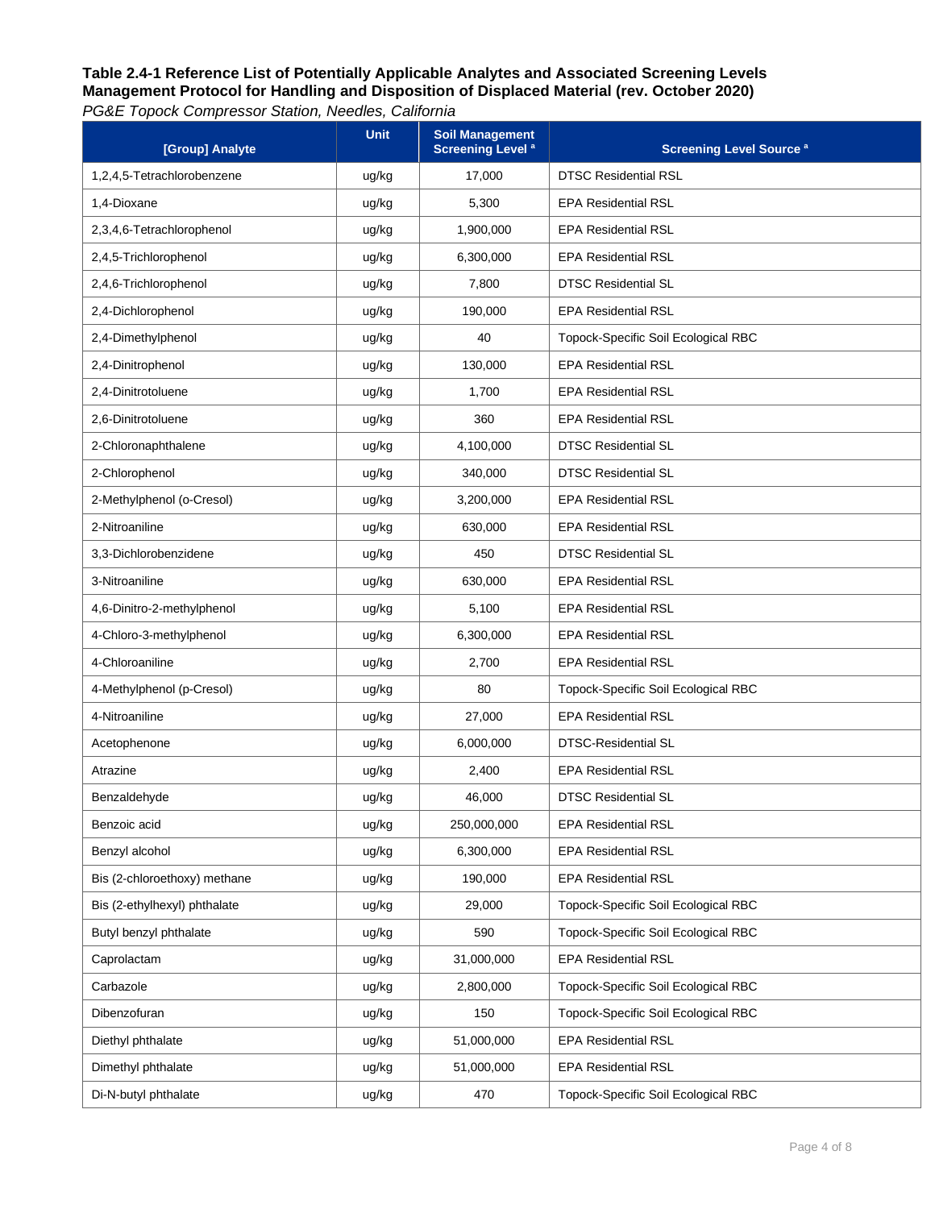**Table 2.4-1 Reference List of Potentially Applicable Analytes and Associated Screening Levels**
**Management Protocol for Handling and Disposition of Displaced Material (rev. October 2020)**
*PG&E Topock Compressor Station, Needles, California*

| [Group] Analyte | Unit | Soil Management Screening Level [a] | Screening Level Source [a] |
|---|---|---|---|
| 1,2,4,5-Tetrachlorobenzene | ug/kg | 17,000 | DTSC Residential RSL |
| 1,4-Dioxane | ug/kg | 5,300 | EPA Residential RSL |
| 2,3,4,6-Tetrachlorophenol | ug/kg | 1,900,000 | EPA Residential RSL |
| 2,4,5-Trichlorophenol | ug/kg | 6,300,000 | EPA Residential RSL |
| 2,4,6-Trichlorophenol | ug/kg | 7,800 | DTSC Residential SL |
| 2,4-Dichlorophenol | ug/kg | 190,000 | EPA Residential RSL |
| 2,4-Dimethylphenol | ug/kg | 40 | Topock-Specific Soil Ecological RBC |
| 2,4-Dinitrophenol | ug/kg | 130,000 | EPA Residential RSL |
| 2,4-Dinitrotoluene | ug/kg | 1,700 | EPA Residential RSL |
| 2,6-Dinitrotoluene | ug/kg | 360 | EPA Residential RSL |
| 2-Chloronaphthalene | ug/kg | 4,100,000 | DTSC Residential SL |
| 2-Chlorophenol | ug/kg | 340,000 | DTSC Residential SL |
| 2-Methylphenol (o-Cresol) | ug/kg | 3,200,000 | EPA Residential RSL |
| 2-Nitroaniline | ug/kg | 630,000 | EPA Residential RSL |
| 3,3-Dichlorobenzidene | ug/kg | 450 | DTSC Residential SL |
| 3-Nitroaniline | ug/kg | 630,000 | EPA Residential RSL |
| 4,6-Dinitro-2-methylphenol | ug/kg | 5,100 | EPA Residential RSL |
| 4-Chloro-3-methylphenol | ug/kg | 6,300,000 | EPA Residential RSL |
| 4-Chloroaniline | ug/kg | 2,700 | EPA Residential RSL |
| 4-Methylphenol (p-Cresol) | ug/kg | 80 | Topock-Specific Soil Ecological RBC |
| 4-Nitroaniline | ug/kg | 27,000 | EPA Residential RSL |
| Acetophenone | ug/kg | 6,000,000 | DTSC-Residential SL |
| Atrazine | ug/kg | 2,400 | EPA Residential RSL |
| Benzaldehyde | ug/kg | 46,000 | DTSC Residential SL |
| Benzoic acid | ug/kg | 250,000,000 | EPA Residential RSL |
| Benzyl alcohol | ug/kg | 6,300,000 | EPA Residential RSL |
| Bis (2-chloroethoxy) methane | ug/kg | 190,000 | EPA Residential RSL |
| Bis (2-ethylhexyl) phthalate | ug/kg | 29,000 | Topock-Specific Soil Ecological RBC |
| Butyl benzyl phthalate | ug/kg | 590 | Topock-Specific Soil Ecological RBC |
| Caprolactam | ug/kg | 31,000,000 | EPA Residential RSL |
| Carbazole | ug/kg | 2,800,000 | Topock-Specific Soil Ecological RBC |
| Dibenzofuran | ug/kg | 150 | Topock-Specific Soil Ecological RBC |
| Diethyl phthalate | ug/kg | 51,000,000 | EPA Residential RSL |
| Dimethyl phthalate | ug/kg | 51,000,000 | EPA Residential RSL |
| Di-N-butyl phthalate | ug/kg | 470 | Topock-Specific Soil Ecological RBC |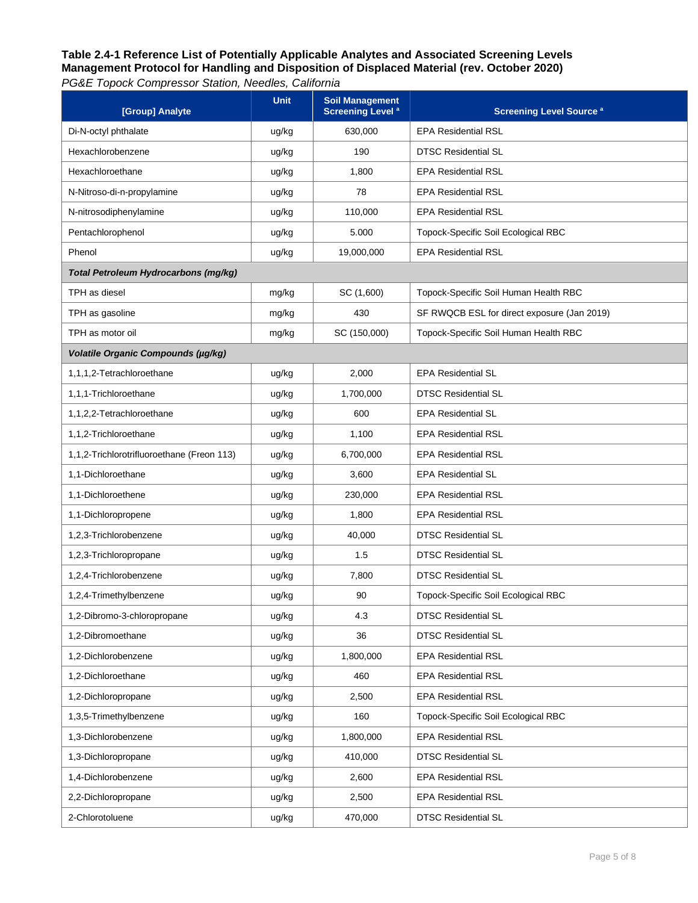**Table 2.4-1 Reference List of Potentially Applicable Analytes and Associated Screening Levels**
**Management Protocol for Handling and Disposition of Displaced Material (rev. October 2020)**
*PG&E Topock Compressor Station, Needles, California*

| [Group] Analyte | Unit | Soil Management Screening Level [a] | Screening Level Source [a] |
|---|---|---|---|
| Di-N-octyl phthalate | ug/kg | 630,000 | EPA Residential RSL |
| Hexachlorobenzene | ug/kg | 190 | DTSC Residential SL |
| Hexachloroethane | ug/kg | 1,800 | EPA Residential RSL |
| N-Nitroso-di-n-propylamine | ug/kg | 78 | EPA Residential RSL |
| N-nitrosodiphenylamine | ug/kg | 110,000 | EPA Residential RSL |
| Pentachlorophenol | ug/kg | 5.000 | Topock-Specific Soil Ecological RBC |
| Phenol | ug/kg | 19,000,000 | EPA Residential RSL |
| ***Total Petroleum Hydrocarbons (mg/kg)*** | | | |
| TPH as diesel | mg/kg | SC (1,600) | Topock-Specific Soil Human Health RBC |
| TPH as gasoline | mg/kg | 430 | SF RWQCB ESL for direct exposure (Jan 2019) |
| TPH as motor oil | mg/kg | SC (150,000) | Topock-Specific Soil Human Health RBC |
| ***Volatile Organic Compounds (µg/kg)*** | | | |
| 1,1,1,2-Tetrachloroethane | ug/kg | 2,000 | EPA Residential SL |
| 1,1,1-Trichloroethane | ug/kg | 1,700,000 | DTSC Residential SL |
| 1,1,2,2-Tetrachloroethane | ug/kg | 600 | EPA Residential SL |
| 1,1,2-Trichloroethane | ug/kg | 1,100 | EPA Residential RSL |
| 1,1,2-Trichlorotrifluoroethane (Freon 113) | ug/kg | 6,700,000 | EPA Residential RSL |
| 1,1-Dichloroethane | ug/kg | 3,600 | EPA Residential SL |
| 1,1-Dichloroethene | ug/kg | 230,000 | EPA Residential RSL |
| 1,1-Dichloropropene | ug/kg | 1,800 | EPA Residential RSL |
| 1,2,3-Trichlorobenzene | ug/kg | 40,000 | DTSC Residential SL |
| 1,2,3-Trichloropropane | ug/kg | 1.5 | DTSC Residential SL |
| 1,2,4-Trichlorobenzene | ug/kg | 7,800 | DTSC Residential SL |
| 1,2,4-Trimethylbenzene | ug/kg | 90 | Topock-Specific Soil Ecological RBC |
| 1,2-Dibromo-3-chloropropane | ug/kg | 4.3 | DTSC Residential SL |
| 1,2-Dibromoethane | ug/kg | 36 | DTSC Residential SL |
| 1,2-Dichlorobenzene | ug/kg | 1,800,000 | EPA Residential RSL |
| 1,2-Dichloroethane | ug/kg | 460 | EPA Residential RSL |
| 1,2-Dichloropropane | ug/kg | 2,500 | EPA Residential RSL |
| 1,3,5-Trimethylbenzene | ug/kg | 160 | Topock-Specific Soil Ecological RBC |
| 1,3-Dichlorobenzene | ug/kg | 1,800,000 | EPA Residential RSL |
| 1,3-Dichloropropane | ug/kg | 410,000 | DTSC Residential SL |
| 1,4-Dichlorobenzene | ug/kg | 2,600 | EPA Residential RSL |
| 2,2-Dichloropropane | ug/kg | 2,500 | EPA Residential RSL |
| 2-Chlorotoluene | ug/kg | 470,000 | DTSC Residential SL |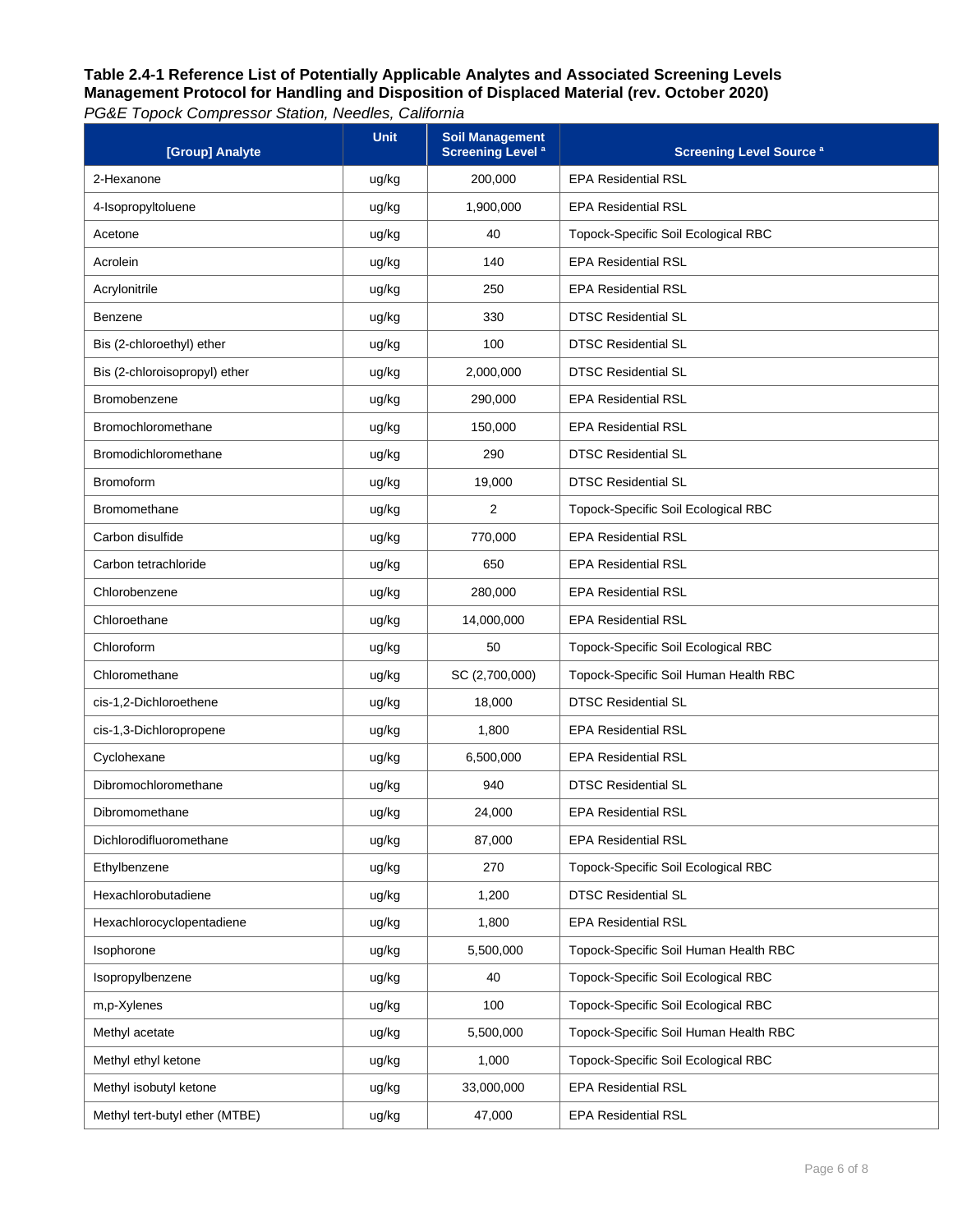**Table 2.4-1 Reference List of Potentially Applicable Analytes and Associated Screening Levels**
**Management Protocol for Handling and Disposition of Displaced Material (rev. October 2020)**
*PG&E Topock Compressor Station, Needles, California*

| [Group] Analyte | Unit | Soil Management Screening Level [a] | Screening Level Source [a] |
|---|---|---|---|
| 2-Hexanone | ug/kg | 200,000 | EPA Residential RSL |
| 4-Isopropyltoluene | ug/kg | 1,900,000 | EPA Residential RSL |
| Acetone | ug/kg | 40 | Topock-Specific Soil Ecological RBC |
| Acrolein | ug/kg | 140 | EPA Residential RSL |
| Acrylonitrile | ug/kg | 250 | EPA Residential RSL |
| Benzene | ug/kg | 330 | DTSC Residential SL |
| Bis (2-chloroethyl) ether | ug/kg | 100 | DTSC Residential SL |
| Bis (2-chloroisopropyl) ether | ug/kg | 2,000,000 | DTSC Residential SL |
| Bromobenzene | ug/kg | 290,000 | EPA Residential RSL |
| Bromochloromethane | ug/kg | 150,000 | EPA Residential RSL |
| Bromodichloromethane | ug/kg | 290 | DTSC Residential SL |
| Bromoform | ug/kg | 19,000 | DTSC Residential SL |
| Bromomethane | ug/kg | 2 | Topock-Specific Soil Ecological RBC |
| Carbon disulfide | ug/kg | 770,000 | EPA Residential RSL |
| Carbon tetrachloride | ug/kg | 650 | EPA Residential RSL |
| Chlorobenzene | ug/kg | 280,000 | EPA Residential RSL |
| Chloroethane | ug/kg | 14,000,000 | EPA Residential RSL |
| Chloroform | ug/kg | 50 | Topock-Specific Soil Ecological RBC |
| Chloromethane | ug/kg | SC (2,700,000) | Topock-Specific Soil Human Health RBC |
| cis-1,2-Dichloroethene | ug/kg | 18,000 | DTSC Residential SL |
| cis-1,3-Dichloropropene | ug/kg | 1,800 | EPA Residential RSL |
| Cyclohexane | ug/kg | 6,500,000 | EPA Residential RSL |
| Dibromochloromethane | ug/kg | 940 | DTSC Residential SL |
| Dibromomethane | ug/kg | 24,000 | EPA Residential RSL |
| Dichlorodifluoromethane | ug/kg | 87,000 | EPA Residential RSL |
| Ethylbenzene | ug/kg | 270 | Topock-Specific Soil Ecological RBC |
| Hexachlorobutadiene | ug/kg | 1,200 | DTSC Residential SL |
| Hexachlorocyclopentadiene | ug/kg | 1,800 | EPA Residential RSL |
| Isophorone | ug/kg | 5,500,000 | Topock-Specific Soil Human Health RBC |
| Isopropylbenzene | ug/kg | 40 | Topock-Specific Soil Ecological RBC |
| m,p-Xylenes | ug/kg | 100 | Topock-Specific Soil Ecological RBC |
| Methyl acetate | ug/kg | 5,500,000 | Topock-Specific Soil Human Health RBC |
| Methyl ethyl ketone | ug/kg | 1,000 | Topock-Specific Soil Ecological RBC |
| Methyl isobutyl ketone | ug/kg | 33,000,000 | EPA Residential RSL |
| Methyl tert-butyl ether (MTBE) | ug/kg | 47,000 | EPA Residential RSL |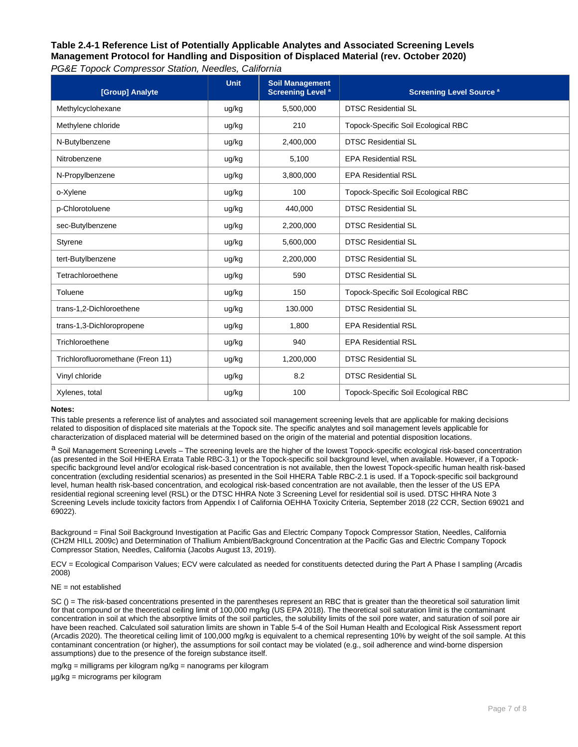**Table 2.4-1 Reference List of Potentially Applicable Analytes and Associated Screening Levels Management Protocol for Handling and Disposition of Displaced Material (rev. October 2020)**

*PG&E Topock Compressor Station, Needles, California*

| [Group] Analyte | Unit | Soil Management Screening Level [a] | Screening Level Source [a] |
|---|---|---|---|
| Methylcyclohexane | ug/kg | 5,500,000 | DTSC Residential SL |
| Methylene chloride | ug/kg | 210 | Topock-Specific Soil Ecological RBC |
| N-Butylbenzene | ug/kg | 2,400,000 | DTSC Residential SL |
| Nitrobenzene | ug/kg | 5,100 | EPA Residential RSL |
| N-Propylbenzene | ug/kg | 3,800,000 | EPA Residential RSL |
| o-Xylene | ug/kg | 100 | Topock-Specific Soil Ecological RBC |
| p-Chlorotoluene | ug/kg | 440,000 | DTSC Residential SL |
| sec-Butylbenzene | ug/kg | 2,200,000 | DTSC Residential SL |
| Styrene | ug/kg | 5,600,000 | DTSC Residential SL |
| tert-Butylbenzene | ug/kg | 2,200,000 | DTSC Residential SL |
| Tetrachloroethene | ug/kg | 590 | DTSC Residential SL |
| Toluene | ug/kg | 150 | Topock-Specific Soil Ecological RBC |
| trans-1,2-Dichloroethene | ug/kg | 130.000 | DTSC Residential SL |
| trans-1,3-Dichloropropene | ug/kg | 1,800 | EPA Residential RSL |
| Trichloroethene | ug/kg | 940 | EPA Residential RSL |
| Trichlorofluoromethane (Freon 11) | ug/kg | 1,200,000 | DTSC Residential SL |
| Vinyl chloride | ug/kg | 8.2 | DTSC Residential SL |
| Xylenes, total | ug/kg | 100 | Topock-Specific Soil Ecological RBC |

**Notes:**

This table presents a reference list of analytes and associated soil management screening levels that are applicable for making decisions related to disposition of displaced site materials at the Topock site. The specific analytes and soil management levels applicable for characterization of displaced material will be determined based on the origin of the material and potential disposition locations.

[a] Soil Management Screening Levels – The screening levels are the higher of the lowest Topock-specific ecological risk-based concentration (as presented in the Soil HHERA Errata Table RBC-3.1) or the Topock-specific soil background level, when available. However, if a Topock-specific background level and/or ecological risk-based concentration is not available, then the lowest Topock-specific human health risk-based concentration (excluding residential scenarios) as presented in the Soil HHERA Table RBC-2.1 is used. If a Topock-specific soil background level, human health risk-based concentration, and ecological risk-based concentration are not available, then the lesser of the US EPA residential regional screening level (RSL) or the DTSC HHRA Note 3 Screening Level for residential soil is used. DTSC HHRA Note 3 Screening Levels include toxicity factors from Appendix I of California OEHHA Toxicity Criteria, September 2018 (22 CCR, Section 69021 and 69022).

Background = Final Soil Background Investigation at Pacific Gas and Electric Company Topock Compressor Station, Needles, California (CH2M HILL 2009c) and Determination of Thallium Ambient/Background Concentration at the Pacific Gas and Electric Company Topock Compressor Station, Needles, California (Jacobs August 13, 2019).

ECV = Ecological Comparison Values; ECV were calculated as needed for constituents detected during the Part A Phase I sampling (Arcadis 2008)

NE = not established

SC () = The risk-based concentrations presented in the parentheses represent an RBC that is greater than the theoretical soil saturation limit for that compound or the theoretical ceiling limit of 100,000 mg/kg (US EPA 2018). The theoretical soil saturation limit is the contaminant concentration in soil at which the absorptive limits of the soil particles, the solubility limits of the soil pore water, and saturation of soil pore air have been reached. Calculated soil saturation limits are shown in Table 5-4 of the Soil Human Health and Ecological Risk Assessment report (Arcadis 2020). The theoretical ceiling limit of 100,000 mg/kg is equivalent to a chemical representing 10% by weight of the soil sample. At this contaminant concentration (or higher), the assumptions for soil contact may be violated (e.g., soil adherence and wind-borne dispersion assumptions) due to the presence of the foreign substance itself.

mg/kg = milligrams per kilogram ng/kg = nanograms per kilogram

µg/kg = micrograms per kilogram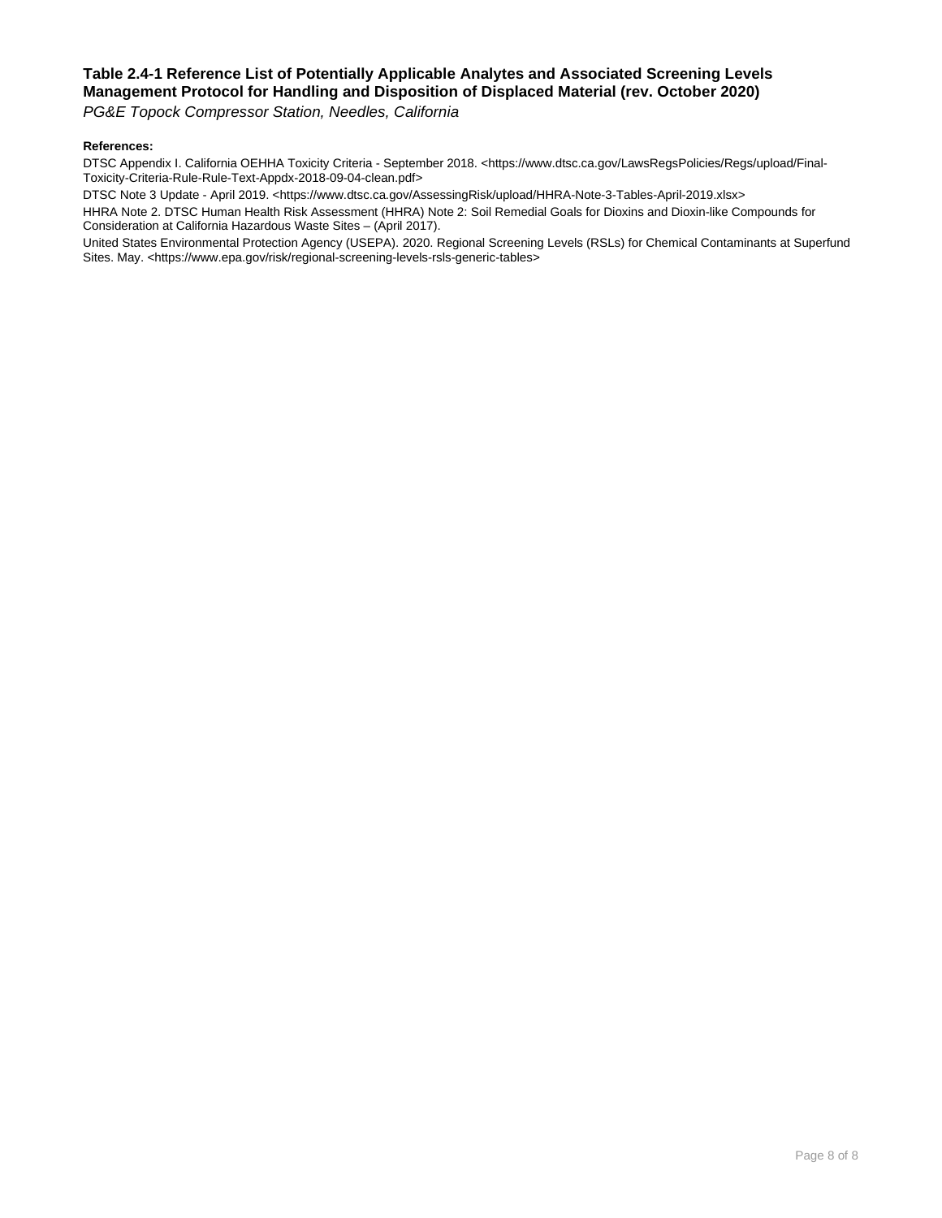**Table 2.4-1 Reference List of Potentially Applicable Analytes and Associated Screening Levels Management Protocol for Handling and Disposition of Displaced Material (rev. October 2020)**

*PG&E Topock Compressor Station, Needles, California*

**References:**

DTSC Appendix I. California OEHHA Toxicity Criteria - September 2018. <https://www.dtsc.ca.gov/LawsRegsPolicies/Regs/upload/Final-Toxicity-Criteria-Rule-Rule-Text-Appdx-2018-09-04-clean.pdf>

DTSC Note 3 Update - April 2019. <https://www.dtsc.ca.gov/AssessingRisk/upload/HHRA-Note-3-Tables-April-2019.xlsx>

HHRA Note 2. DTSC Human Health Risk Assessment (HHRA) Note 2: Soil Remedial Goals for Dioxins and Dioxin-like Compounds for Consideration at California Hazardous Waste Sites – (April 2017).

United States Environmental Protection Agency (USEPA). 2020. Regional Screening Levels (RSLs) for Chemical Contaminants at Superfund Sites. May. <https://www.epa.gov/risk/regional-screening-levels-rsls-generic-tables>